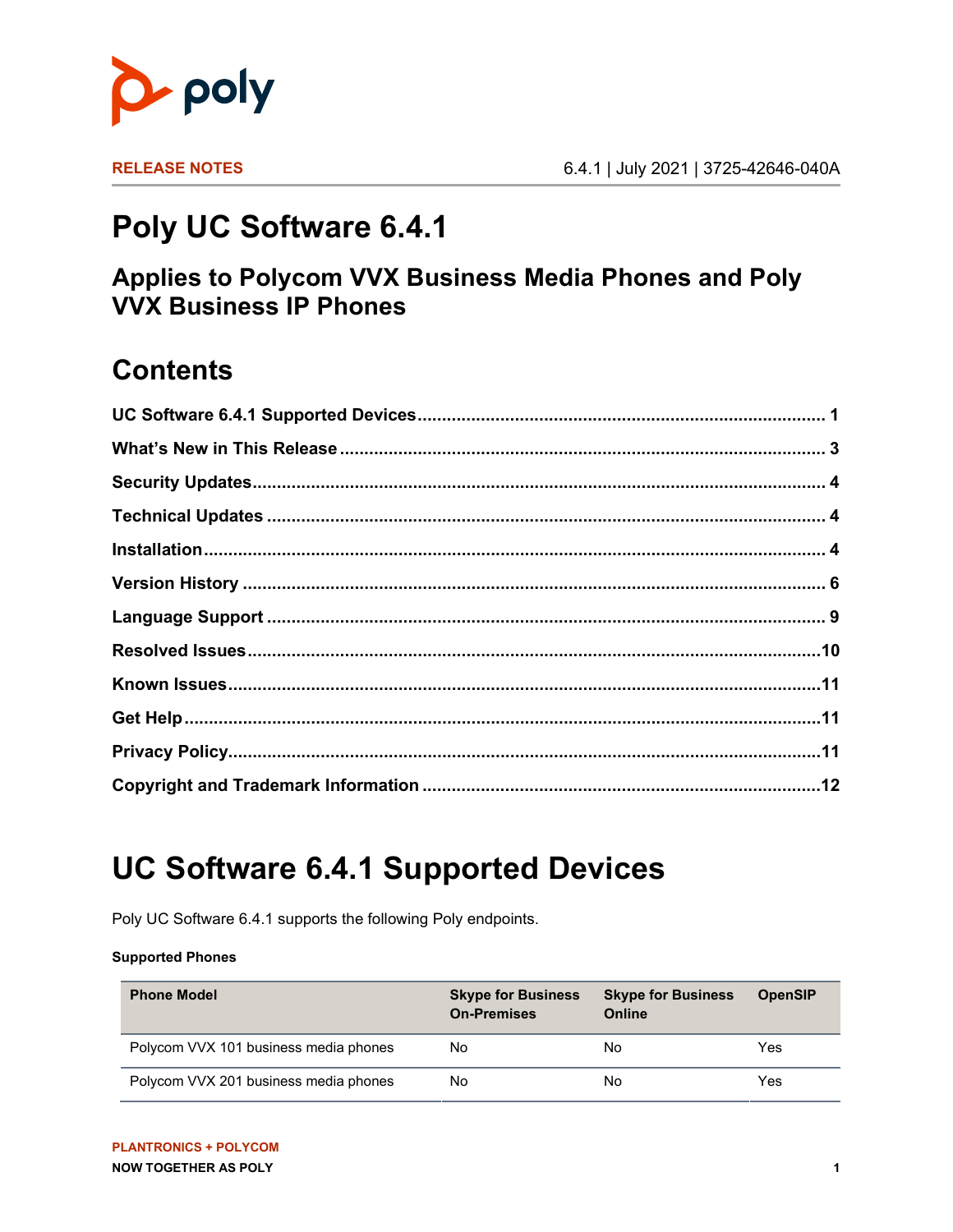RELEASE NOTES

6.4.1 | July 2021 | 3725-42646-040A

# Poly UC Software 6.4.1

## Applies to Polycom VVX Business Media Phones and Poly VVX Business IP Phones

## Contents

**UC Software 6.4.1 Supported Devices** ............ 1

**What's New in This Release** ............ 3

**Security Updates** ............ 4

**Technical Updates** ............ 4

**Installation** ............ 4

**Version History** ............ 6

**Language Support** ............ 9

**Resolved Issues** ............ 10

**Known Issues** ............ 11

**Get Help** ............ 11

**Privacy Policy** ............ 11

**Copyright and Trademark Information** ............ 12

# UC Software 6.4.1 Supported Devices

Poly UC Software 6.4.1 supports the following Poly endpoints.

**Supported Phones**

| Phone Model | Skype for Business On-Premises | Skype for Business Online | OpenSIP |
|---|---|---|---|
| Polycom VVX 101 business media phones | No | No | Yes |
| Polycom VVX 201 business media phones | No | No | Yes |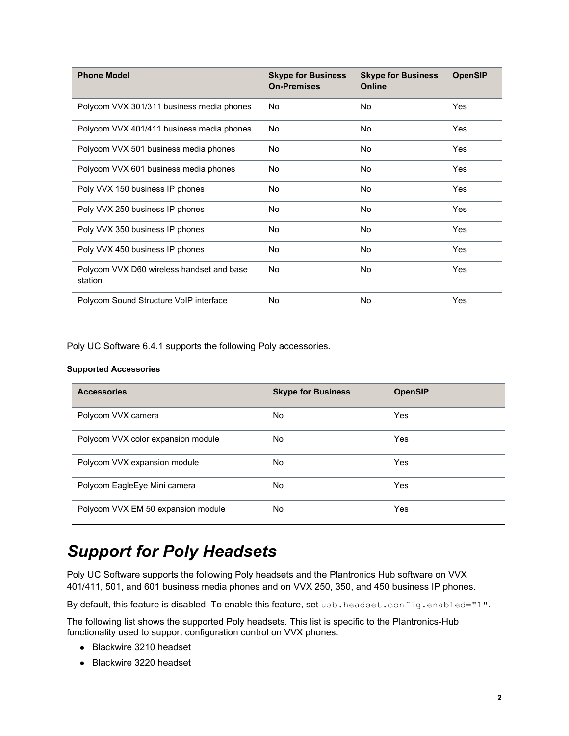| Phone Model | Skype for Business On-Premises | Skype for Business Online | OpenSIP |
|---|---|---|---|
| Polycom VVX 301/311 business media phones | No | No | Yes |
| Polycom VVX 401/411 business media phones | No | No | Yes |
| Polycom VVX 501 business media phones | No | No | Yes |
| Polycom VVX 601 business media phones | No | No | Yes |
| Poly VVX 150 business IP phones | No | No | Yes |
| Poly VVX 250 business IP phones | No | No | Yes |
| Poly VVX 350 business IP phones | No | No | Yes |
| Poly VVX 450 business IP phones | No | No | Yes |
| Polycom VVX D60 wireless handset and base station | No | No | Yes |
| Polycom Sound Structure VoIP interface | No | No | Yes |

Poly UC Software 6.4.1 supports the following Poly accessories.

**Supported Accessories**

| Accessories | Skype for Business | OpenSIP |
|---|---|---|
| Polycom VVX camera | No | Yes |
| Polycom VVX color expansion module | No | Yes |
| Polycom VVX expansion module | No | Yes |
| Polycom EagleEye Mini camera | No | Yes |
| Polycom VVX EM 50 expansion module | No | Yes |

## *Support for Poly Headsets*

Poly UC Software supports the following Poly headsets and the Plantronics Hub software on VVX 401/411, 501, and 601 business media phones and on VVX 250, 350, and 450 business IP phones.

By default, this feature is disabled. To enable this feature, set `usb.headset.config.enabled="1"`.

The following list shows the supported Poly headsets. This list is specific to the Plantronics-Hub functionality used to support configuration control on VVX phones.

- Blackwire 3210 headset
- Blackwire 3220 headset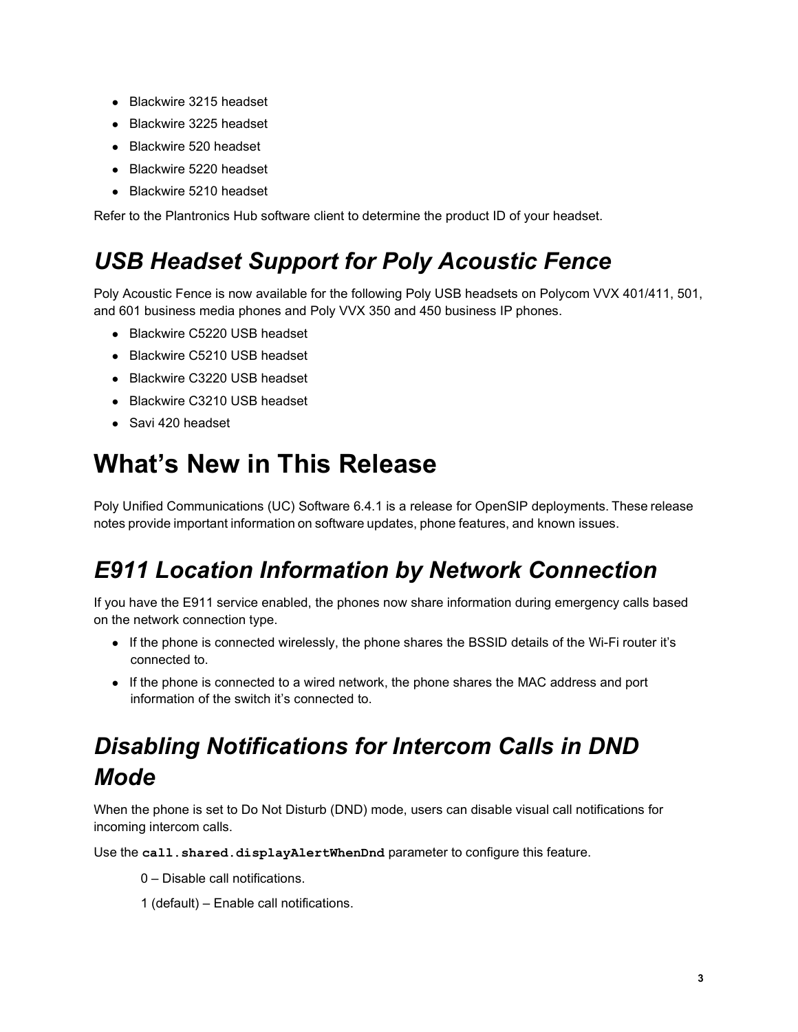- Blackwire 3215 headset
- Blackwire 3225 headset
- Blackwire 520 headset
- Blackwire 5220 headset
- Blackwire 5210 headset

Refer to the Plantronics Hub software client to determine the product ID of your headset.

## *USB Headset Support for Poly Acoustic Fence*

Poly Acoustic Fence is now available for the following Poly USB headsets on Polycom VVX 401/411, 501, and 601 business media phones and Poly VVX 350 and 450 business IP phones.

- Blackwire C5220 USB headset
- Blackwire C5210 USB headset
- Blackwire C3220 USB headset
- Blackwire C3210 USB headset
- Savi 420 headset

# What's New in This Release

Poly Unified Communications (UC) Software 6.4.1 is a release for OpenSIP deployments. These release notes provide important information on software updates, phone features, and known issues.

## *E911 Location Information by Network Connection*

If you have the E911 service enabled, the phones now share information during emergency calls based on the network connection type.

- If the phone is connected wirelessly, the phone shares the BSSID details of the Wi-Fi router it's connected to.
- If the phone is connected to a wired network, the phone shares the MAC address and port information of the switch it's connected to.

## *Disabling Notifications for Intercom Calls in DND Mode*

When the phone is set to Do Not Disturb (DND) mode, users can disable visual call notifications for incoming intercom calls.

Use the **`call.shared.displayAlertWhenDnd`** parameter to configure this feature.

0 – Disable call notifications.

1 (default) – Enable call notifications.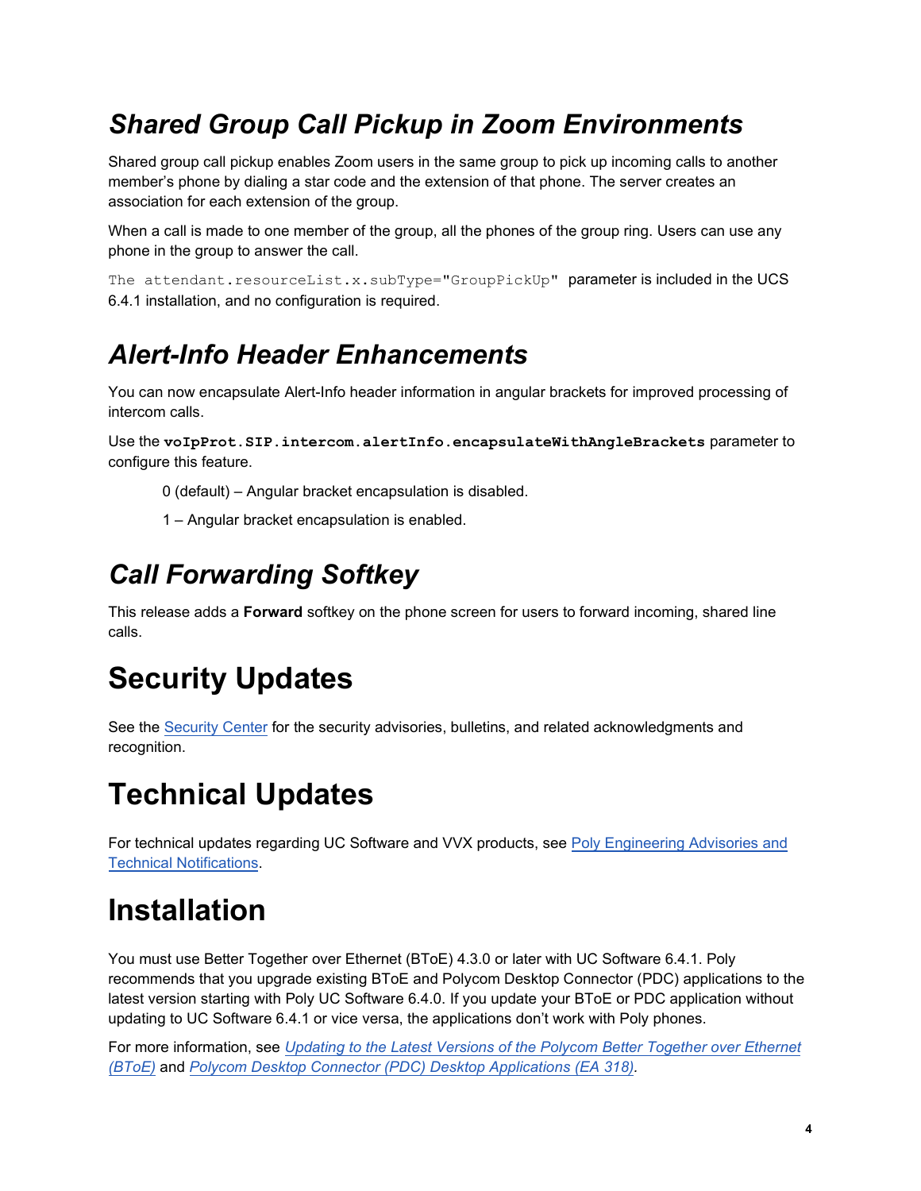## *Shared Group Call Pickup in Zoom Environments*

Shared group call pickup enables Zoom users in the same group to pick up incoming calls to another member's phone by dialing a star code and the extension of that phone. The server creates an association for each extension of the group.

When a call is made to one member of the group, all the phones of the group ring. Users can use any phone in the group to answer the call.

`The attendant.resourceList.x.subType="GroupPickUp"` parameter is included in the UCS 6.4.1 installation, and no configuration is required.

## *Alert-Info Header Enhancements*

You can now encapsulate Alert-Info header information in angular brackets for improved processing of intercom calls.

Use the **`voIpProt.SIP.intercom.alertInfo.encapsulateWithAngleBrackets`** parameter to configure this feature.

0 (default) – Angular bracket encapsulation is disabled.

1 – Angular bracket encapsulation is enabled.

## *Call Forwarding Softkey*

This release adds a **Forward** softkey on the phone screen for users to forward incoming, shared line calls.

# Security Updates

See the [Security Center]() for the security advisories, bulletins, and related acknowledgments and recognition.

# Technical Updates

For technical updates regarding UC Software and VVX products, see [Poly Engineering Advisories and Technical Notifications]().

# Installation

You must use Better Together over Ethernet (BToE) 4.3.0 or later with UC Software 6.4.1. Poly recommends that you upgrade existing BToE and Polycom Desktop Connector (PDC) applications to the latest version starting with Poly UC Software 6.4.0. If you update your BToE or PDC application without updating to UC Software 6.4.1 or vice versa, the applications don't work with Poly phones.

For more information, see [*Updating to the Latest Versions of the Polycom Better Together over Ethernet (BToE)*]() and [*Polycom Desktop Connector (PDC) Desktop Applications (EA 318)*]().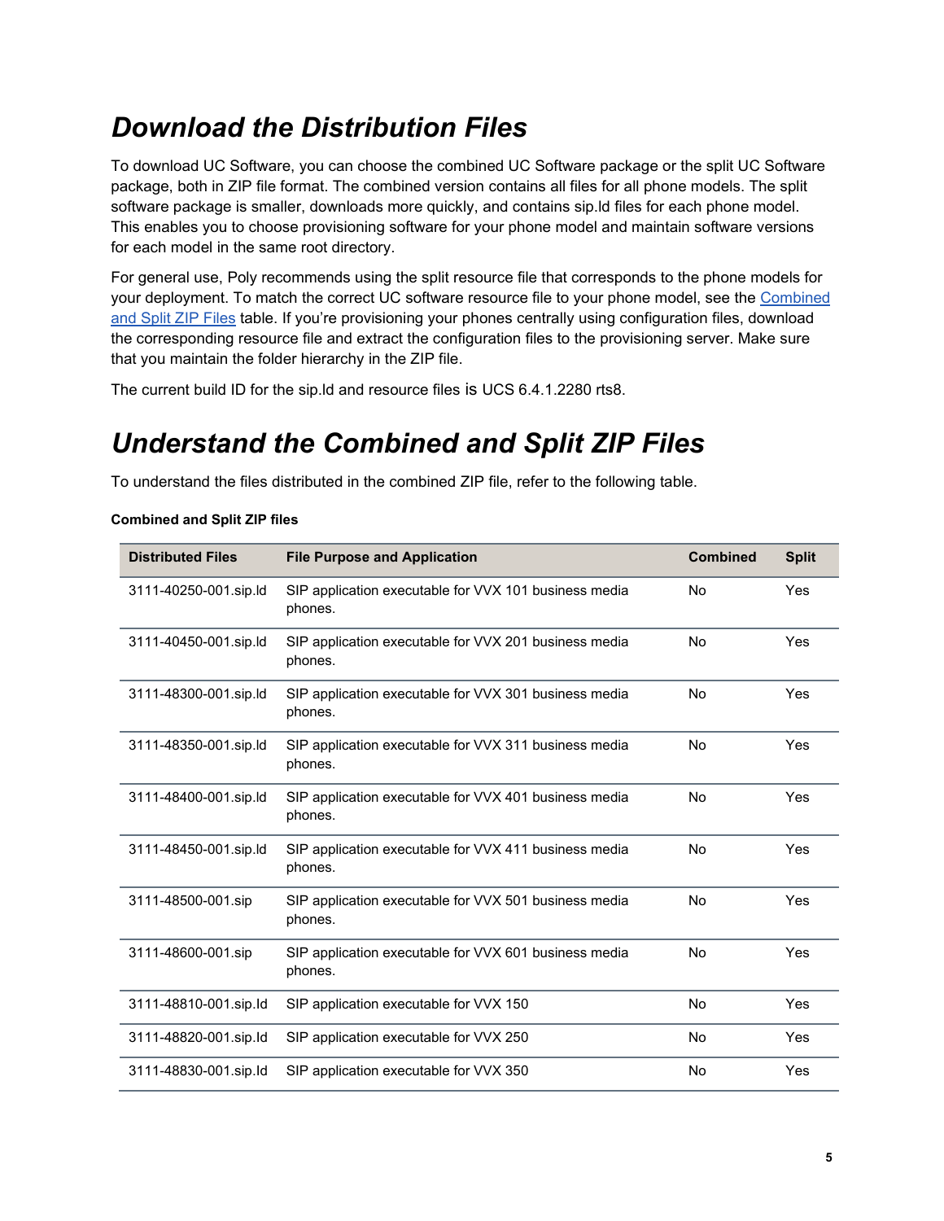# Download the Distribution Files

To download UC Software, you can choose the combined UC Software package or the split UC Software package, both in ZIP file format. The combined version contains all files for all phone models. The split software package is smaller, downloads more quickly, and contains sip.ld files for each phone model. This enables you to choose provisioning software for your phone model and maintain software versions for each model in the same root directory.

For general use, Poly recommends using the split resource file that corresponds to the phone models for your deployment. To match the correct UC software resource file to your phone model, see the Combined and Split ZIP Files table. If you're provisioning your phones centrally using configuration files, download the corresponding resource file and extract the configuration files to the provisioning server. Make sure that you maintain the folder hierarchy in the ZIP file.

The current build ID for the sip.ld and resource files is UCS 6.4.1.2280 rts8.

# Understand the Combined and Split ZIP Files

To understand the files distributed in the combined ZIP file, refer to the following table.

**Combined and Split ZIP files**

| Distributed Files | File Purpose and Application | Combined | Split |
|---|---|---|---|
| 3111-40250-001.sip.ld | SIP application executable for VVX 101 business media phones. | No | Yes |
| 3111-40450-001.sip.ld | SIP application executable for VVX 201 business media phones. | No | Yes |
| 3111-48300-001.sip.ld | SIP application executable for VVX 301 business media phones. | No | Yes |
| 3111-48350-001.sip.ld | SIP application executable for VVX 311 business media phones. | No | Yes |
| 3111-48400-001.sip.ld | SIP application executable for VVX 401 business media phones. | No | Yes |
| 3111-48450-001.sip.ld | SIP application executable for VVX 411 business media phones. | No | Yes |
| 3111-48500-001.sip | SIP application executable for VVX 501 business media phones. | No | Yes |
| 3111-48600-001.sip | SIP application executable for VVX 601 business media phones. | No | Yes |
| 3111-48810-001.sip.ld | SIP application executable for VVX 150 | No | Yes |
| 3111-48820-001.sip.ld | SIP application executable for VVX 250 | No | Yes |
| 3111-48830-001.sip.ld | SIP application executable for VVX 350 | No | Yes |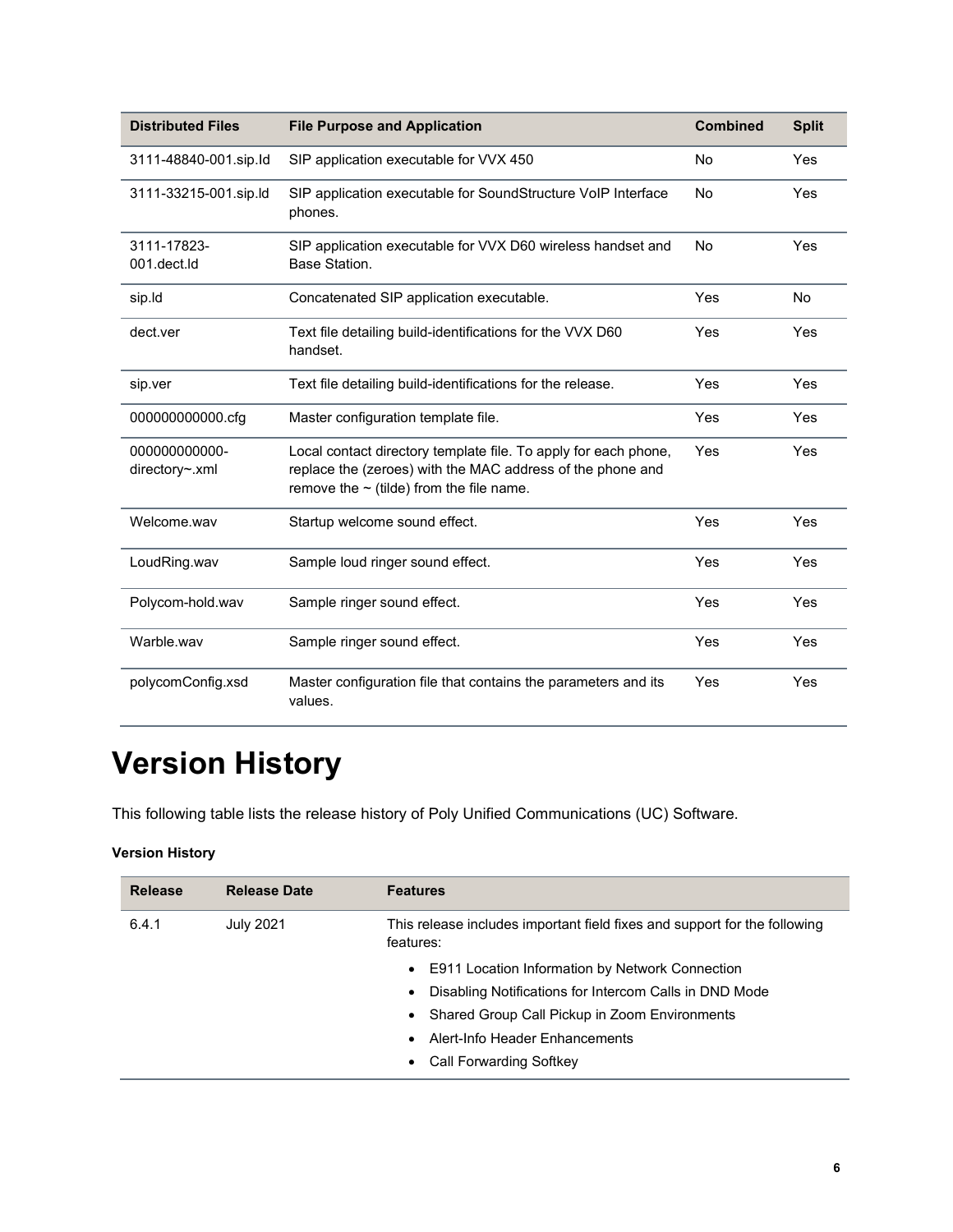| Distributed Files | File Purpose and Application | Combined | Split |
| --- | --- | --- | --- |
| 3111-48840-001.sip.ld | SIP application executable for VVX 450 | No | Yes |
| 3111-33215-001.sip.ld | SIP application executable for SoundStructure VoIP Interface phones. | No | Yes |
| 3111-17823-001.dect.ld | SIP application executable for VVX D60 wireless handset and Base Station. | No | Yes |
| sip.ld | Concatenated SIP application executable. | Yes | No |
| dect.ver | Text file detailing build-identifications for the VVX D60 handset. | Yes | Yes |
| sip.ver | Text file detailing build-identifications for the release. | Yes | Yes |
| 000000000000.cfg | Master configuration template file. | Yes | Yes |
| 000000000000-directory~.xml | Local contact directory template file. To apply for each phone, replace the (zeroes) with the MAC address of the phone and remove the ~ (tilde) from the file name. | Yes | Yes |
| Welcome.wav | Startup welcome sound effect. | Yes | Yes |
| LoudRing.wav | Sample loud ringer sound effect. | Yes | Yes |
| Polycom-hold.wav | Sample ringer sound effect. | Yes | Yes |
| Warble.wav | Sample ringer sound effect. | Yes | Yes |
| polycomConfig.xsd | Master configuration file that contains the parameters and its values. | Yes | Yes |

# Version History

This following table lists the release history of Poly Unified Communications (UC) Software.

**Version History**

| Release | Release Date | Features |
| --- | --- | --- |
| 6.4.1 | July 2021 | This release includes important field fixes and support for the following features:<br>• E911 Location Information by Network Connection<br>• Disabling Notifications for Intercom Calls in DND Mode<br>• Shared Group Call Pickup in Zoom Environments<br>• Alert-Info Header Enhancements<br>• Call Forwarding Softkey |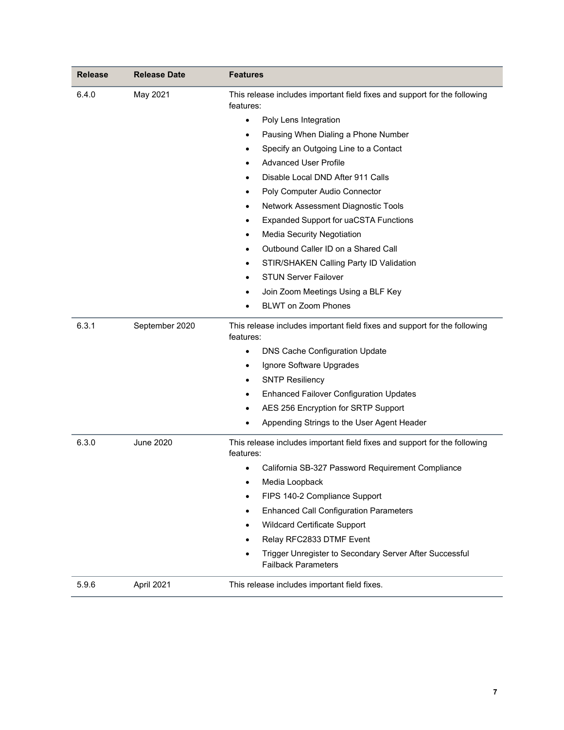| Release | Release Date | Features |
|---|---|---|
| 6.4.0 | May 2021 | This release includes important field fixes and support for the following features:<br>• Poly Lens Integration<br>• Pausing When Dialing a Phone Number<br>• Specify an Outgoing Line to a Contact<br>• Advanced User Profile<br>• Disable Local DND After 911 Calls<br>• Poly Computer Audio Connector<br>• Network Assessment Diagnostic Tools<br>• Expanded Support for uaCSTA Functions<br>• Media Security Negotiation<br>• Outbound Caller ID on a Shared Call<br>• STIR/SHAKEN Calling Party ID Validation<br>• STUN Server Failover<br>• Join Zoom Meetings Using a BLF Key<br>• BLWT on Zoom Phones |
| 6.3.1 | September 2020 | This release includes important field fixes and support for the following features:<br>• DNS Cache Configuration Update<br>• Ignore Software Upgrades<br>• SNTP Resiliency<br>• Enhanced Failover Configuration Updates<br>• AES 256 Encryption for SRTP Support<br>• Appending Strings to the User Agent Header |
| 6.3.0 | June 2020 | This release includes important field fixes and support for the following features:<br>• California SB-327 Password Requirement Compliance<br>• Media Loopback<br>• FIPS 140-2 Compliance Support<br>• Enhanced Call Configuration Parameters<br>• Wildcard Certificate Support<br>• Relay RFC2833 DTMF Event<br>• Trigger Unregister to Secondary Server After Successful Failback Parameters |
| 5.9.6 | April 2021 | This release includes important field fixes. |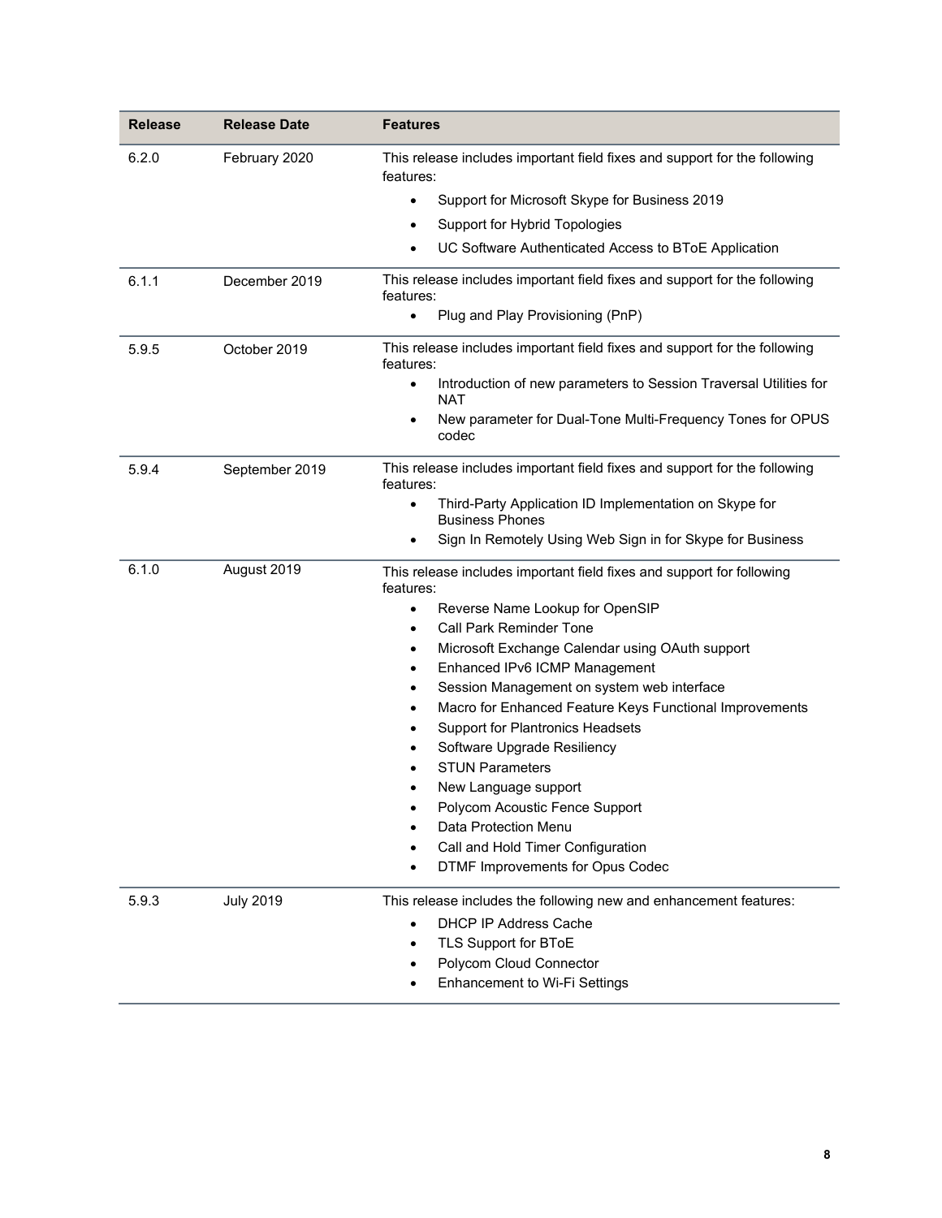| Release | Release Date | Features |
|---|---|---|
| 6.2.0 | February 2020 | This release includes important field fixes and support for the following features:<br>• Support for Microsoft Skype for Business 2019<br>• Support for Hybrid Topologies<br>• UC Software Authenticated Access to BToE Application |
| 6.1.1 | December 2019 | This release includes important field fixes and support for the following features:<br>• Plug and Play Provisioning (PnP) |
| 5.9.5 | October 2019 | This release includes important field fixes and support for the following features:<br>• Introduction of new parameters to Session Traversal Utilities for NAT<br>• New parameter for Dual-Tone Multi-Frequency Tones for OPUS codec |
| 5.9.4 | September 2019 | This release includes important field fixes and support for the following features:<br>• Third-Party Application ID Implementation on Skype for Business Phones<br>• Sign In Remotely Using Web Sign in for Skype for Business |
| 6.1.0 | August 2019 | This release includes important field fixes and support for following features:<br>• Reverse Name Lookup for OpenSIP<br>• Call Park Reminder Tone<br>• Microsoft Exchange Calendar using OAuth support<br>• Enhanced IPv6 ICMP Management<br>• Session Management on system web interface<br>• Macro for Enhanced Feature Keys Functional Improvements<br>• Support for Plantronics Headsets<br>• Software Upgrade Resiliency<br>• STUN Parameters<br>• New Language support<br>• Polycom Acoustic Fence Support<br>• Data Protection Menu<br>• Call and Hold Timer Configuration<br>• DTMF Improvements for Opus Codec |
| 5.9.3 | July 2019 | This release includes the following new and enhancement features:<br>• DHCP IP Address Cache<br>• TLS Support for BToE<br>• Polycom Cloud Connector<br>• Enhancement to Wi-Fi Settings |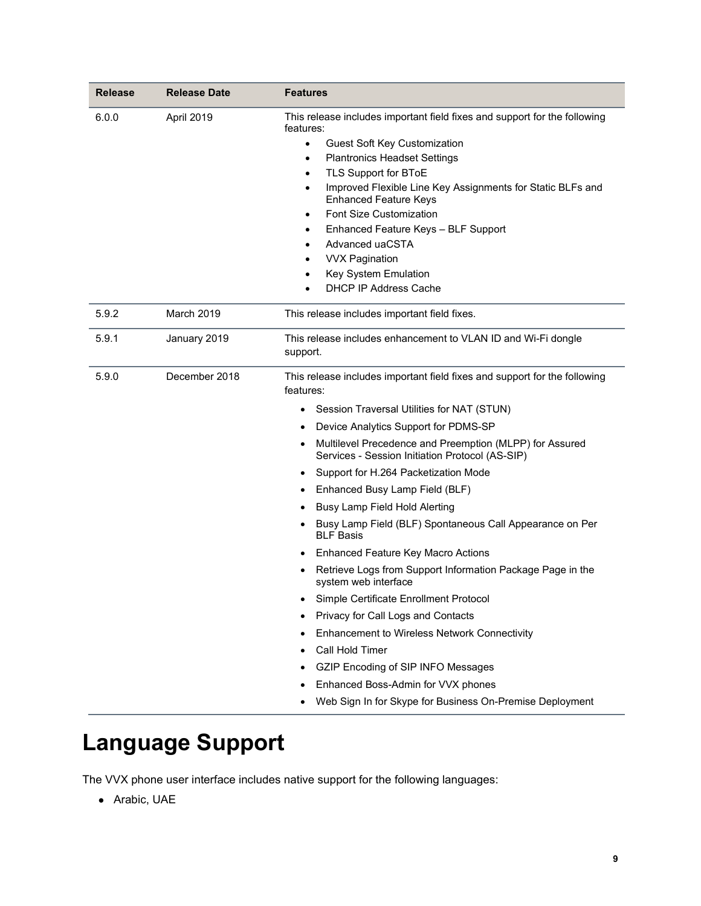| Release | Release Date | Features |
| --- | --- | --- |
| 6.0.0 | April 2019 | This release includes important field fixes and support for the following features:<br>• Guest Soft Key Customization<br>• Plantronics Headset Settings<br>• TLS Support for BToE<br>• Improved Flexible Line Key Assignments for Static BLFs and Enhanced Feature Keys<br>• Font Size Customization<br>• Enhanced Feature Keys – BLF Support<br>• Advanced uaCSTA<br>• VVX Pagination<br>• Key System Emulation<br>• DHCP IP Address Cache |
| 5.9.2 | March 2019 | This release includes important field fixes. |
| 5.9.1 | January 2019 | This release includes enhancement to VLAN ID and Wi-Fi dongle support. |
| 5.9.0 | December 2018 | This release includes important field fixes and support for the following features:<br>• Session Traversal Utilities for NAT (STUN)<br>• Device Analytics Support for PDMS-SP<br>• Multilevel Precedence and Preemption (MLPP) for Assured Services - Session Initiation Protocol (AS-SIP)<br>• Support for H.264 Packetization Mode<br>• Enhanced Busy Lamp Field (BLF)<br>• Busy Lamp Field Hold Alerting<br>• Busy Lamp Field (BLF) Spontaneous Call Appearance on Per BLF Basis<br>• Enhanced Feature Key Macro Actions<br>• Retrieve Logs from Support Information Package Page in the system web interface<br>• Simple Certificate Enrollment Protocol<br>• Privacy for Call Logs and Contacts<br>• Enhancement to Wireless Network Connectivity<br>• Call Hold Timer<br>• GZIP Encoding of SIP INFO Messages<br>• Enhanced Boss-Admin for VVX phones<br>• Web Sign In for Skype for Business On-Premise Deployment |

# Language Support

The VVX phone user interface includes native support for the following languages:

- Arabic, UAE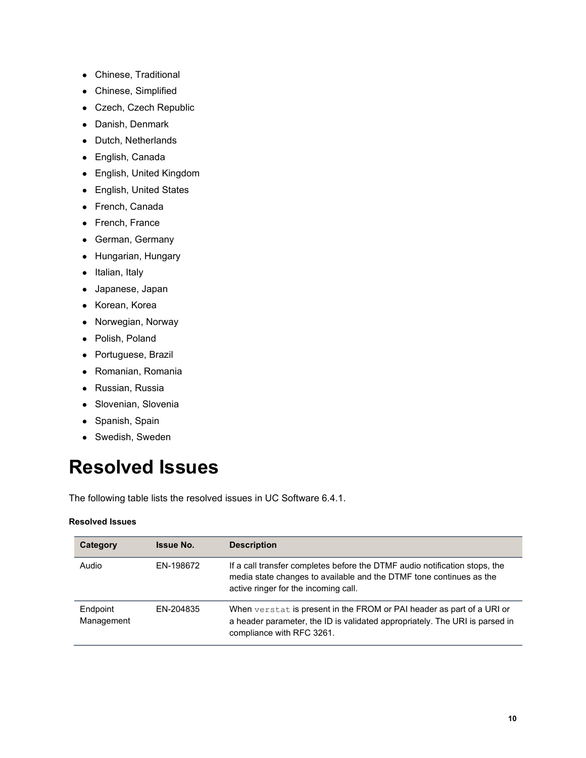- Chinese, Traditional
- Chinese, Simplified
- Czech, Czech Republic
- Danish, Denmark
- Dutch, Netherlands
- English, Canada
- English, United Kingdom
- English, United States
- French, Canada
- French, France
- German, Germany
- Hungarian, Hungary
- Italian, Italy
- Japanese, Japan
- Korean, Korea
- Norwegian, Norway
- Polish, Poland
- Portuguese, Brazil
- Romanian, Romania
- Russian, Russia
- Slovenian, Slovenia
- Spanish, Spain
- Swedish, Sweden

# Resolved Issues

The following table lists the resolved issues in UC Software 6.4.1.

**Resolved Issues**

| Category | Issue No. | Description |
|---|---|---|
| Audio | EN-198672 | If a call transfer completes before the DTMF audio notification stops, the media state changes to available and the DTMF tone continues as the active ringer for the incoming call. |
| Endpoint Management | EN-204835 | When `verstat` is present in the FROM or PAI header as part of a URI or a header parameter, the ID is validated appropriately. The URI is parsed in compliance with RFC 3261. |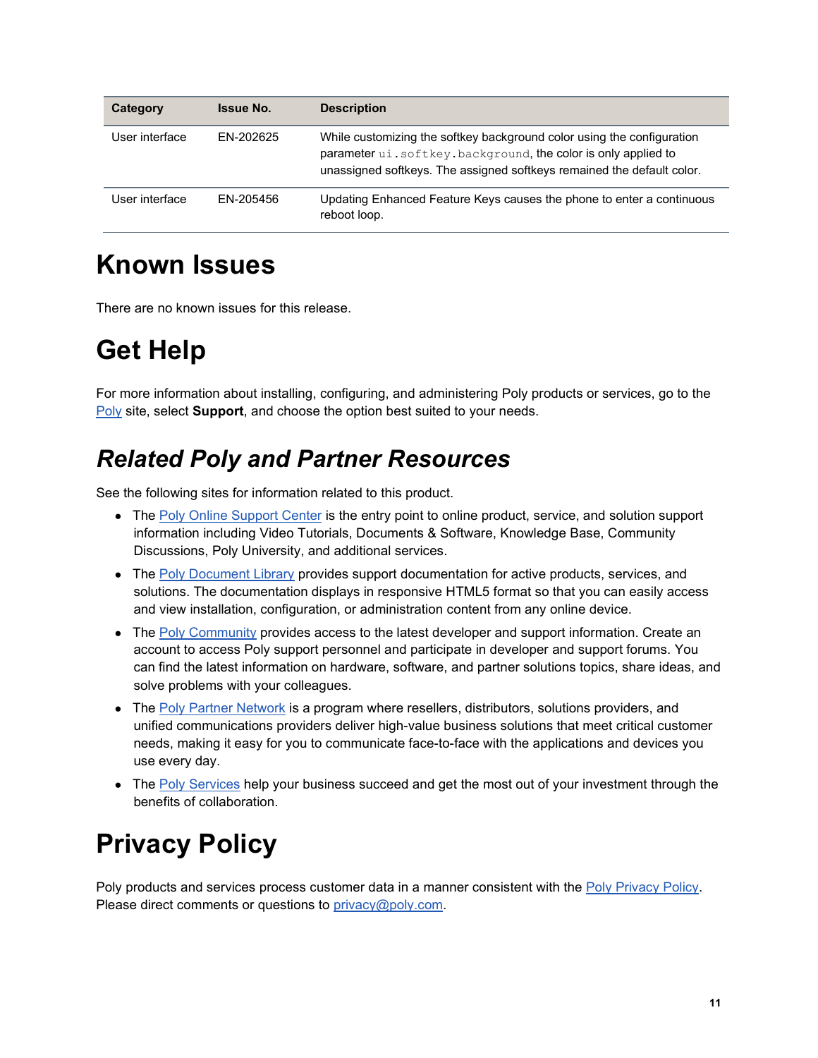| Category | Issue No. | Description |
| --- | --- | --- |
| User interface | EN-202625 | While customizing the softkey background color using the configuration parameter `ui.softkey.background`, the color is only applied to unassigned softkeys. The assigned softkeys remained the default color. |
| User interface | EN-205456 | Updating Enhanced Feature Keys causes the phone to enter a continuous reboot loop. |

# Known Issues

There are no known issues for this release.

# Get Help

For more information about installing, configuring, and administering Poly products or services, go to the Poly site, select **Support**, and choose the option best suited to your needs.

## *Related Poly and Partner Resources*

See the following sites for information related to this product.

- The Poly Online Support Center is the entry point to online product, service, and solution support information including Video Tutorials, Documents & Software, Knowledge Base, Community Discussions, Poly University, and additional services.
- The Poly Document Library provides support documentation for active products, services, and solutions. The documentation displays in responsive HTML5 format so that you can easily access and view installation, configuration, or administration content from any online device.
- The Poly Community provides access to the latest developer and support information. Create an account to access Poly support personnel and participate in developer and support forums. You can find the latest information on hardware, software, and partner solutions topics, share ideas, and solve problems with your colleagues.
- The Poly Partner Network is a program where resellers, distributors, solutions providers, and unified communications providers deliver high-value business solutions that meet critical customer needs, making it easy for you to communicate face-to-face with the applications and devices you use every day.
- The Poly Services help your business succeed and get the most out of your investment through the benefits of collaboration.

# Privacy Policy

Poly products and services process customer data in a manner consistent with the Poly Privacy Policy. Please direct comments or questions to privacy@poly.com.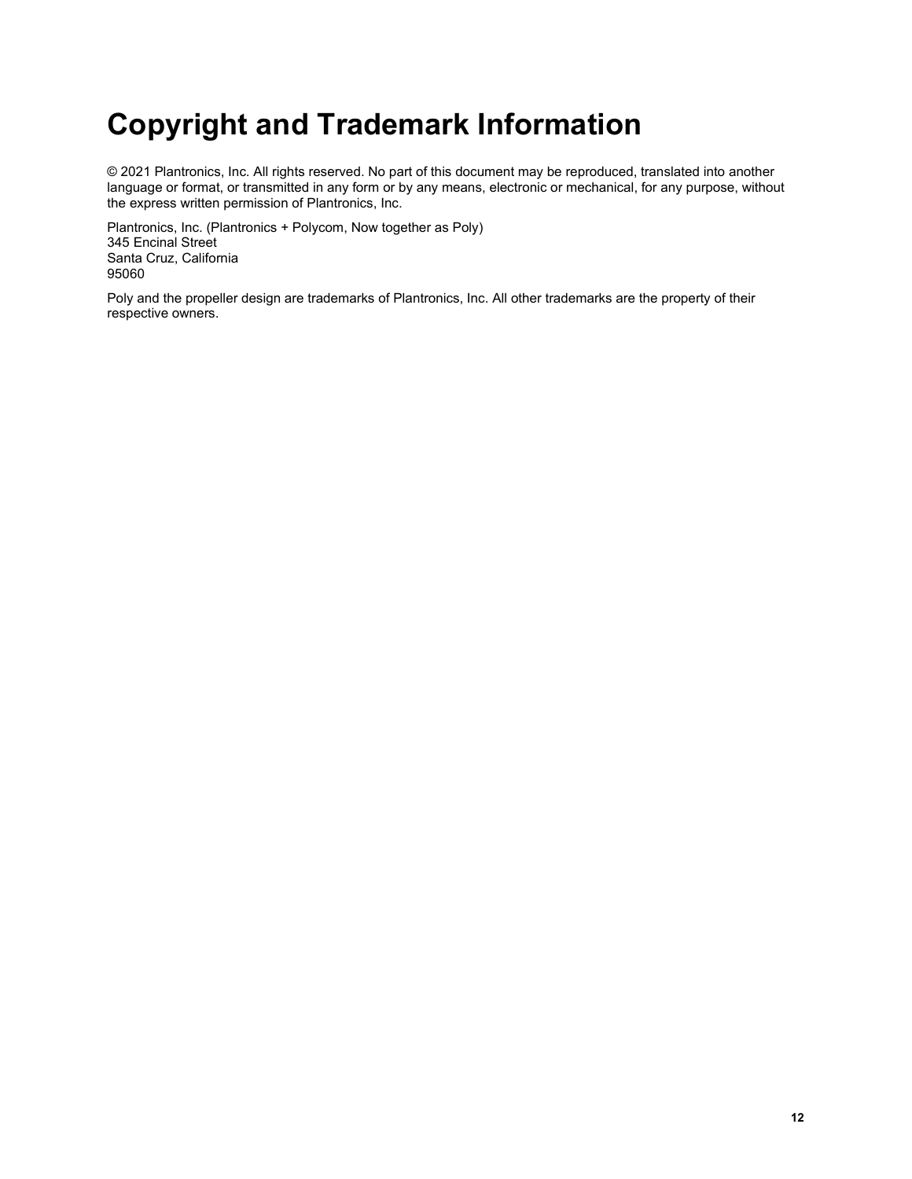# Copyright and Trademark Information

© 2021 Plantronics, Inc. All rights reserved. No part of this document may be reproduced, translated into another language or format, or transmitted in any form or by any means, electronic or mechanical, for any purpose, without the express written permission of Plantronics, Inc.

Plantronics, Inc. (Plantronics + Polycom, Now together as Poly)
345 Encinal Street
Santa Cruz, California
95060

Poly and the propeller design are trademarks of Plantronics, Inc. All other trademarks are the property of their respective owners.